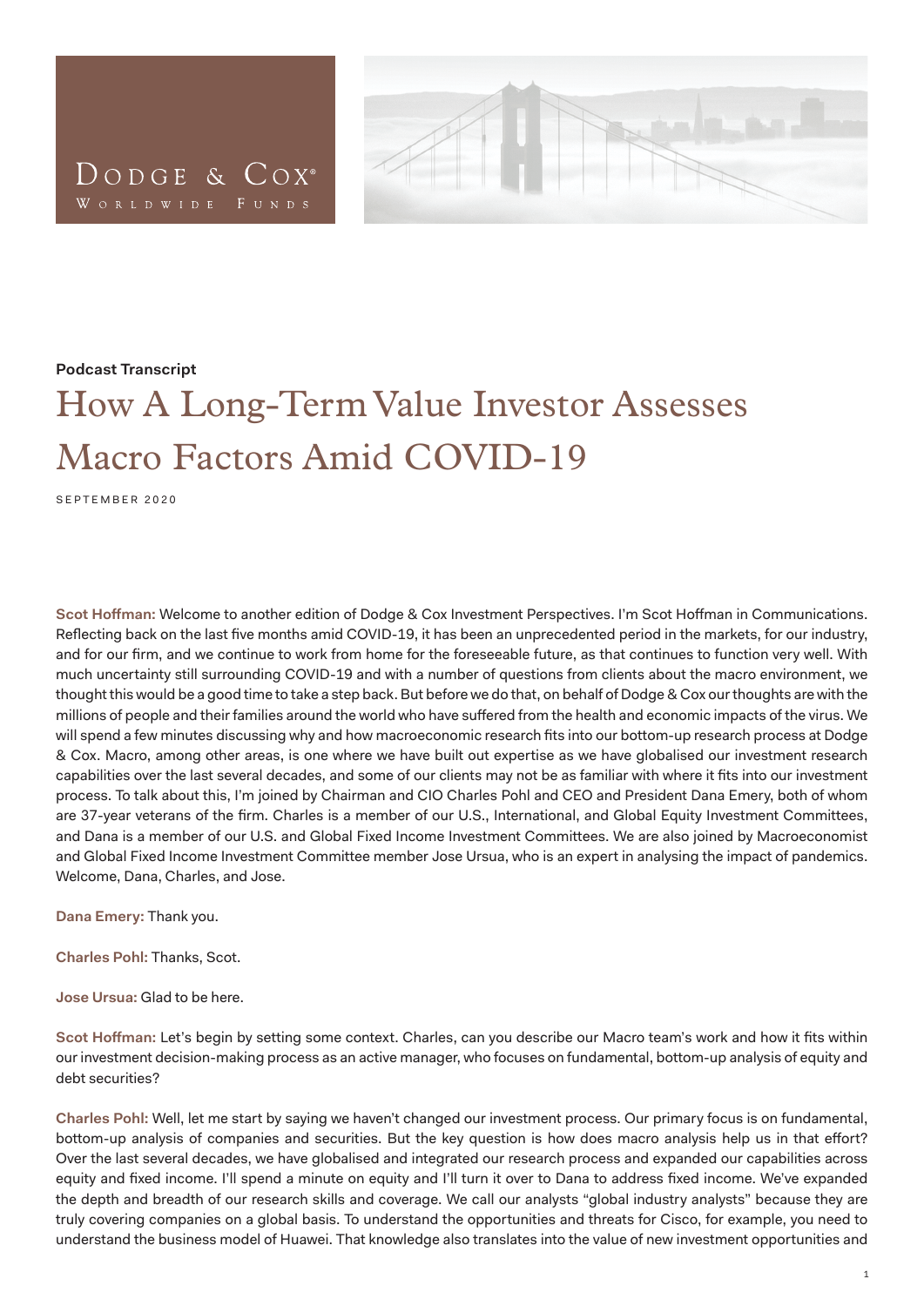Dodge & Cox®
Worldwide Funds

**Podcast Transcript**

# How A Long-Term Value Investor Assesses Macro Factors Amid COVID-19

SEPTEMBER 2020

**Scot Hoffman:** Welcome to another edition of Dodge & Cox Investment Perspectives. I'm Scot Hoffman in Communications. Reflecting back on the last five months amid COVID-19, it has been an unprecedented period in the markets, for our industry, and for our firm, and we continue to work from home for the foreseeable future, as that continues to function very well. With much uncertainty still surrounding COVID-19 and with a number of questions from clients about the macro environment, we thought this would be a good time to take a step back. But before we do that, on behalf of Dodge & Cox our thoughts are with the millions of people and their families around the world who have suffered from the health and economic impacts of the virus. We will spend a few minutes discussing why and how macroeconomic research fits into our bottom-up research process at Dodge & Cox. Macro, among other areas, is one where we have built out expertise as we have globalised our investment research capabilities over the last several decades, and some of our clients may not be as familiar with where it fits into our investment process. To talk about this, I'm joined by Chairman and CIO Charles Pohl and CEO and President Dana Emery, both of whom are 37-year veterans of the firm. Charles is a member of our U.S., International, and Global Equity Investment Committees, and Dana is a member of our U.S. and Global Fixed Income Investment Committees. We are also joined by Macroeconomist and Global Fixed Income Investment Committee member Jose Ursua, who is an expert in analysing the impact of pandemics. Welcome, Dana, Charles, and Jose.

**Dana Emery:** Thank you.

**Charles Pohl:** Thanks, Scot.

**Jose Ursua:** Glad to be here.

**Scot Hoffman:** Let's begin by setting some context. Charles, can you describe our Macro team's work and how it fits within our investment decision-making process as an active manager, who focuses on fundamental, bottom-up analysis of equity and debt securities?

**Charles Pohl:** Well, let me start by saying we haven't changed our investment process. Our primary focus is on fundamental, bottom-up analysis of companies and securities. But the key question is how does macro analysis help us in that effort? Over the last several decades, we have globalised and integrated our research process and expanded our capabilities across equity and fixed income. I'll spend a minute on equity and I'll turn it over to Dana to address fixed income. We've expanded the depth and breadth of our research skills and coverage. We call our analysts "global industry analysts" because they are truly covering companies on a global basis. To understand the opportunities and threats for Cisco, for example, you need to understand the business model of Huawei. That knowledge also translates into the value of new investment opportunities and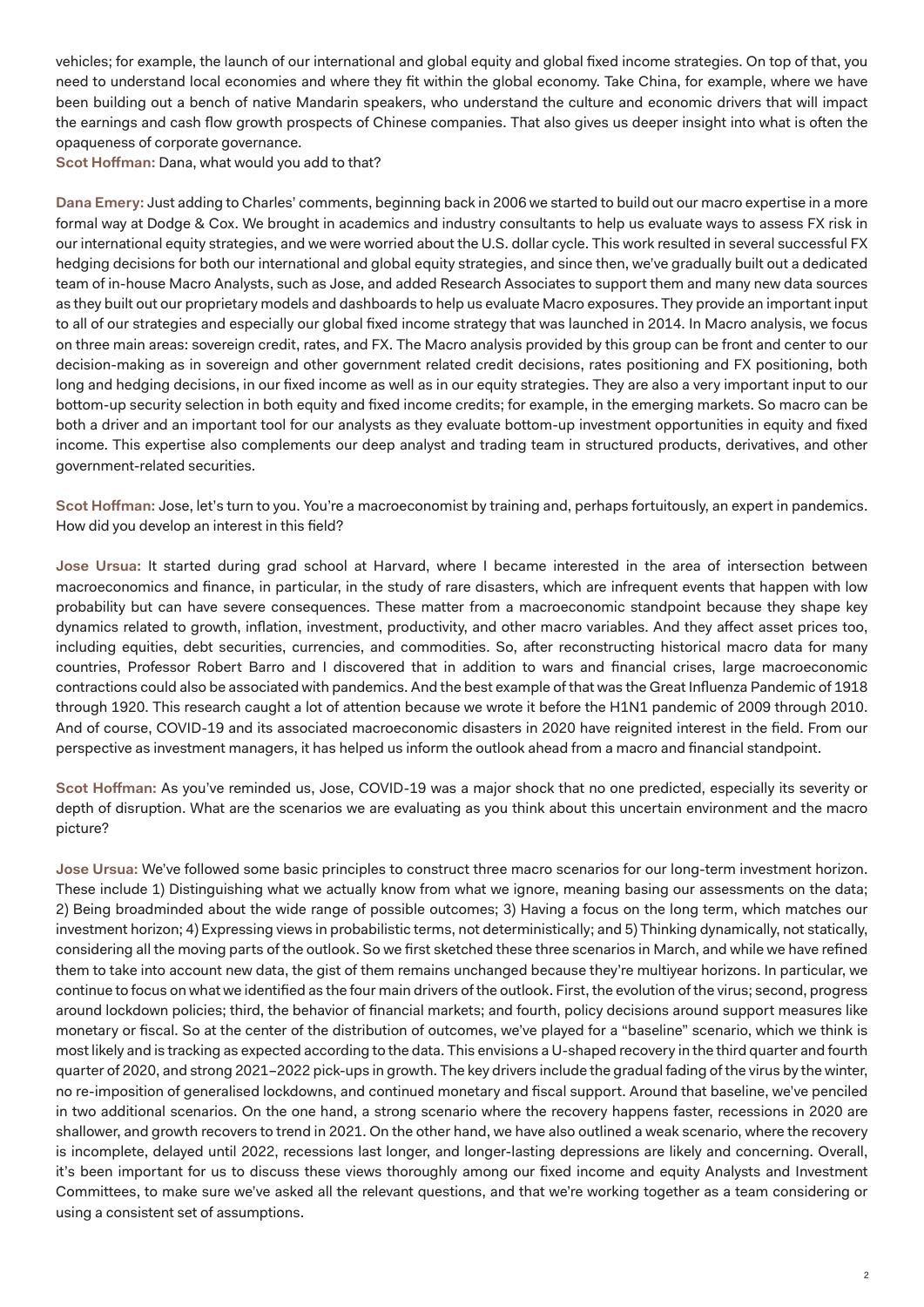vehicles; for example, the launch of our international and global equity and global fixed income strategies. On top of that, you need to understand local economies and where they fit within the global economy. Take China, for example, where we have been building out a bench of native Mandarin speakers, who understand the culture and economic drivers that will impact the earnings and cash flow growth prospects of Chinese companies. That also gives us deeper insight into what is often the opaqueness of corporate governance.

**Scot Hoffman:** Dana, what would you add to that?

**Dana Emery:** Just adding to Charles' comments, beginning back in 2006 we started to build out our macro expertise in a more formal way at Dodge & Cox. We brought in academics and industry consultants to help us evaluate ways to assess FX risk in our international equity strategies, and we were worried about the U.S. dollar cycle. This work resulted in several successful FX hedging decisions for both our international and global equity strategies, and since then, we've gradually built out a dedicated team of in-house Macro Analysts, such as Jose, and added Research Associates to support them and many new data sources as they built out our proprietary models and dashboards to help us evaluate Macro exposures. They provide an important input to all of our strategies and especially our global fixed income strategy that was launched in 2014. In Macro analysis, we focus on three main areas: sovereign credit, rates, and FX. The Macro analysis provided by this group can be front and center to our decision-making as in sovereign and other government related credit decisions, rates positioning and FX positioning, both long and hedging decisions, in our fixed income as well as in our equity strategies. They are also a very important input to our bottom-up security selection in both equity and fixed income credits; for example, in the emerging markets. So macro can be both a driver and an important tool for our analysts as they evaluate bottom-up investment opportunities in equity and fixed income. This expertise also complements our deep analyst and trading team in structured products, derivatives, and other government-related securities.

**Scot Hoffman:** Jose, let's turn to you. You're a macroeconomist by training and, perhaps fortuitously, an expert in pandemics. How did you develop an interest in this field?

**Jose Ursua:** It started during grad school at Harvard, where I became interested in the area of intersection between macroeconomics and finance, in particular, in the study of rare disasters, which are infrequent events that happen with low probability but can have severe consequences. These matter from a macroeconomic standpoint because they shape key dynamics related to growth, inflation, investment, productivity, and other macro variables. And they affect asset prices too, including equities, debt securities, currencies, and commodities. So, after reconstructing historical macro data for many countries, Professor Robert Barro and I discovered that in addition to wars and financial crises, large macroeconomic contractions could also be associated with pandemics. And the best example of that was the Great Influenza Pandemic of 1918 through 1920. This research caught a lot of attention because we wrote it before the H1N1 pandemic of 2009 through 2010. And of course, COVID-19 and its associated macroeconomic disasters in 2020 have reignited interest in the field. From our perspective as investment managers, it has helped us inform the outlook ahead from a macro and financial standpoint.

**Scot Hoffman:** As you've reminded us, Jose, COVID-19 was a major shock that no one predicted, especially its severity or depth of disruption. What are the scenarios we are evaluating as you think about this uncertain environment and the macro picture?

**Jose Ursua:** We've followed some basic principles to construct three macro scenarios for our long-term investment horizon. These include 1) Distinguishing what we actually know from what we ignore, meaning basing our assessments on the data; 2) Being broadminded about the wide range of possible outcomes; 3) Having a focus on the long term, which matches our investment horizon; 4) Expressing views in probabilistic terms, not deterministically; and 5) Thinking dynamically, not statically, considering all the moving parts of the outlook. So we first sketched these three scenarios in March, and while we have refined them to take into account new data, the gist of them remains unchanged because they're multiyear horizons. In particular, we continue to focus on what we identified as the four main drivers of the outlook. First, the evolution of the virus; second, progress around lockdown policies; third, the behavior of financial markets; and fourth, policy decisions around support measures like monetary or fiscal. So at the center of the distribution of outcomes, we've played for a "baseline" scenario, which we think is most likely and is tracking as expected according to the data. This envisions a U-shaped recovery in the third quarter and fourth quarter of 2020, and strong 2021–2022 pick-ups in growth. The key drivers include the gradual fading of the virus by the winter, no re-imposition of generalised lockdowns, and continued monetary and fiscal support. Around that baseline, we've penciled in two additional scenarios. On the one hand, a strong scenario where the recovery happens faster, recessions in 2020 are shallower, and growth recovers to trend in 2021. On the other hand, we have also outlined a weak scenario, where the recovery is incomplete, delayed until 2022, recessions last longer, and longer-lasting depressions are likely and concerning. Overall, it's been important for us to discuss these views thoroughly among our fixed income and equity Analysts and Investment Committees, to make sure we've asked all the relevant questions, and that we're working together as a team considering or using a consistent set of assumptions.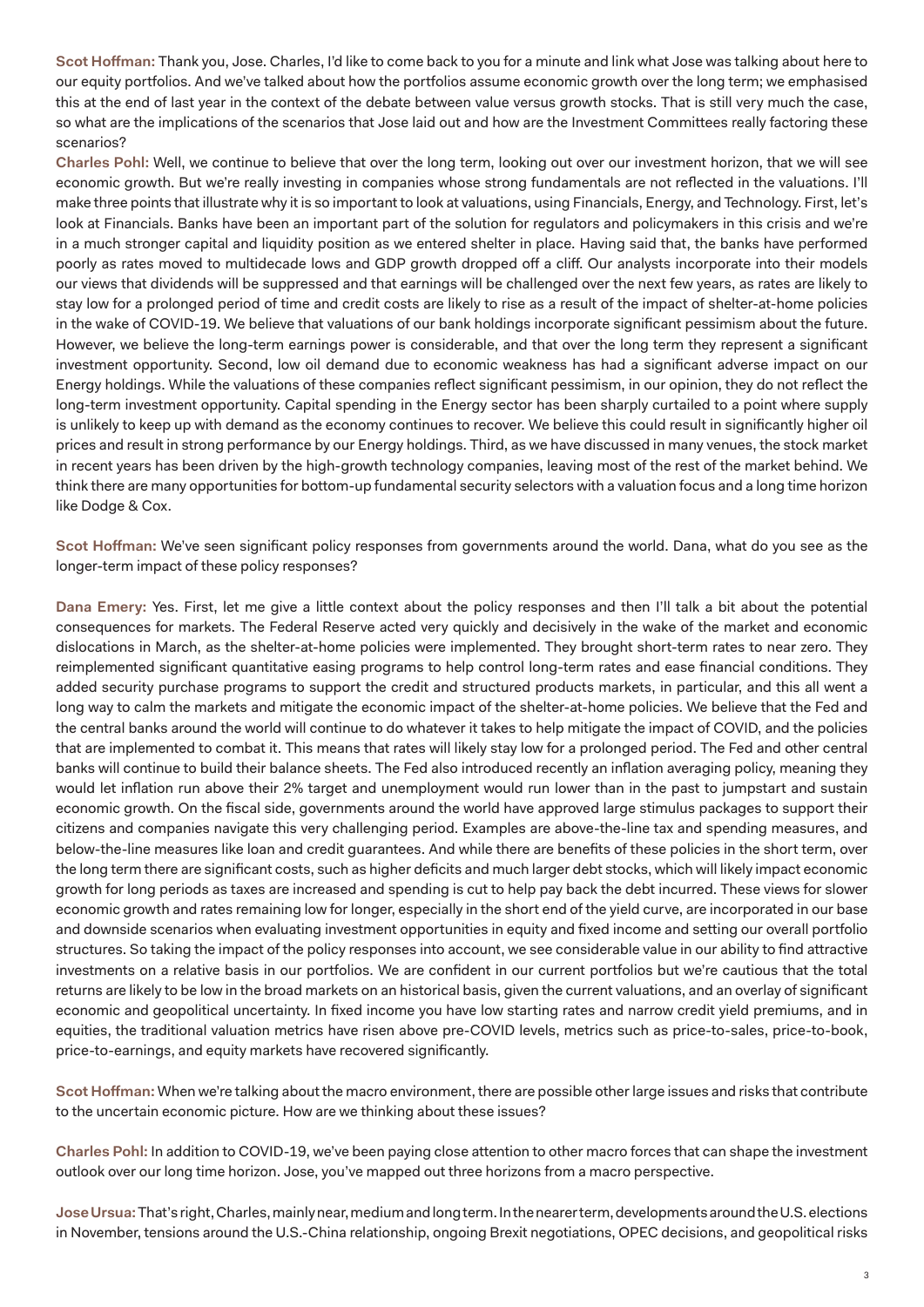**Scot Hoffman:** Thank you, Jose. Charles, I'd like to come back to you for a minute and link what Jose was talking about here to our equity portfolios. And we've talked about how the portfolios assume economic growth over the long term; we emphasised this at the end of last year in the context of the debate between value versus growth stocks. That is still very much the case, so what are the implications of the scenarios that Jose laid out and how are the Investment Committees really factoring these scenarios?

**Charles Pohl:** Well, we continue to believe that over the long term, looking out over our investment horizon, that we will see economic growth. But we're really investing in companies whose strong fundamentals are not reflected in the valuations. I'll make three points that illustrate why it is so important to look at valuations, using Financials, Energy, and Technology. First, let's look at Financials. Banks have been an important part of the solution for regulators and policymakers in this crisis and we're in a much stronger capital and liquidity position as we entered shelter in place. Having said that, the banks have performed poorly as rates moved to multidecade lows and GDP growth dropped off a cliff. Our analysts incorporate into their models our views that dividends will be suppressed and that earnings will be challenged over the next few years, as rates are likely to stay low for a prolonged period of time and credit costs are likely to rise as a result of the impact of shelter-at-home policies in the wake of COVID-19. We believe that valuations of our bank holdings incorporate significant pessimism about the future. However, we believe the long-term earnings power is considerable, and that over the long term they represent a significant investment opportunity. Second, low oil demand due to economic weakness has had a significant adverse impact on our Energy holdings. While the valuations of these companies reflect significant pessimism, in our opinion, they do not reflect the long-term investment opportunity. Capital spending in the Energy sector has been sharply curtailed to a point where supply is unlikely to keep up with demand as the economy continues to recover. We believe this could result in significantly higher oil prices and result in strong performance by our Energy holdings. Third, as we have discussed in many venues, the stock market in recent years has been driven by the high-growth technology companies, leaving most of the rest of the market behind. We think there are many opportunities for bottom-up fundamental security selectors with a valuation focus and a long time horizon like Dodge & Cox.

**Scot Hoffman:** We've seen significant policy responses from governments around the world. Dana, what do you see as the longer-term impact of these policy responses?

**Dana Emery:** Yes. First, let me give a little context about the policy responses and then I'll talk a bit about the potential consequences for markets. The Federal Reserve acted very quickly and decisively in the wake of the market and economic dislocations in March, as the shelter-at-home policies were implemented. They brought short-term rates to near zero. They reimplemented significant quantitative easing programs to help control long-term rates and ease financial conditions. They added security purchase programs to support the credit and structured products markets, in particular, and this all went a long way to calm the markets and mitigate the economic impact of the shelter-at-home policies. We believe that the Fed and the central banks around the world will continue to do whatever it takes to help mitigate the impact of COVID, and the policies that are implemented to combat it. This means that rates will likely stay low for a prolonged period. The Fed and other central banks will continue to build their balance sheets. The Fed also introduced recently an inflation averaging policy, meaning they would let inflation run above their 2% target and unemployment would run lower than in the past to jumpstart and sustain economic growth. On the fiscal side, governments around the world have approved large stimulus packages to support their citizens and companies navigate this very challenging period. Examples are above-the-line tax and spending measures, and below-the-line measures like loan and credit guarantees. And while there are benefits of these policies in the short term, over the long term there are significant costs, such as higher deficits and much larger debt stocks, which will likely impact economic growth for long periods as taxes are increased and spending is cut to help pay back the debt incurred. These views for slower economic growth and rates remaining low for longer, especially in the short end of the yield curve, are incorporated in our base and downside scenarios when evaluating investment opportunities in equity and fixed income and setting our overall portfolio structures. So taking the impact of the policy responses into account, we see considerable value in our ability to find attractive investments on a relative basis in our portfolios. We are confident in our current portfolios but we're cautious that the total returns are likely to be low in the broad markets on an historical basis, given the current valuations, and an overlay of significant economic and geopolitical uncertainty. In fixed income you have low starting rates and narrow credit yield premiums, and in equities, the traditional valuation metrics have risen above pre-COVID levels, metrics such as price-to-sales, price-to-book, price-to-earnings, and equity markets have recovered significantly.

**Scot Hoffman:** When we're talking about the macro environment, there are possible other large issues and risks that contribute to the uncertain economic picture. How are we thinking about these issues?

**Charles Pohl:** In addition to COVID-19, we've been paying close attention to other macro forces that can shape the investment outlook over our long time horizon. Jose, you've mapped out three horizons from a macro perspective.

**Jose Ursua:** That's right, Charles, mainly near, medium and long term. In the nearer term, developments around the U.S. elections in November, tensions around the U.S.-China relationship, ongoing Brexit negotiations, OPEC decisions, and geopolitical risks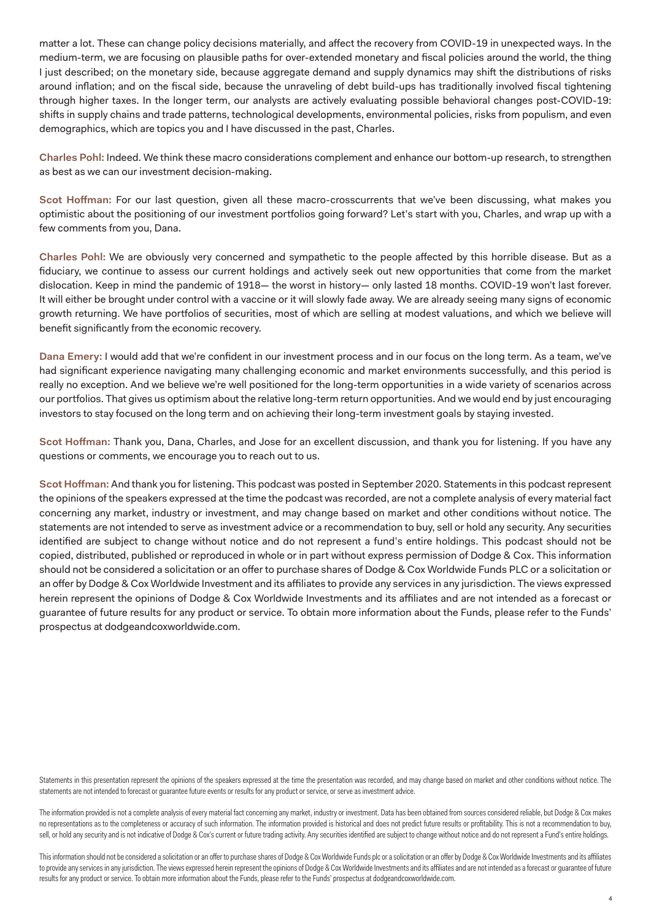matter a lot. These can change policy decisions materially, and affect the recovery from COVID-19 in unexpected ways. In the medium-term, we are focusing on plausible paths for over-extended monetary and fiscal policies around the world, the thing I just described; on the monetary side, because aggregate demand and supply dynamics may shift the distributions of risks around inflation; and on the fiscal side, because the unraveling of debt build-ups has traditionally involved fiscal tightening through higher taxes. In the longer term, our analysts are actively evaluating possible behavioral changes post-COVID-19: shifts in supply chains and trade patterns, technological developments, environmental policies, risks from populism, and even demographics, which are topics you and I have discussed in the past, Charles.

**Charles Pohl:** Indeed. We think these macro considerations complement and enhance our bottom-up research, to strengthen as best as we can our investment decision-making.

**Scot Hoffman:** For our last question, given all these macro-crosscurrents that we've been discussing, what makes you optimistic about the positioning of our investment portfolios going forward? Let's start with you, Charles, and wrap up with a few comments from you, Dana.

**Charles Pohl:** We are obviously very concerned and sympathetic to the people affected by this horrible disease. But as a fiduciary, we continue to assess our current holdings and actively seek out new opportunities that come from the market dislocation. Keep in mind the pandemic of 1918— the worst in history— only lasted 18 months. COVID-19 won't last forever. It will either be brought under control with a vaccine or it will slowly fade away. We are already seeing many signs of economic growth returning. We have portfolios of securities, most of which are selling at modest valuations, and which we believe will benefit significantly from the economic recovery.

**Dana Emery:** I would add that we're confident in our investment process and in our focus on the long term. As a team, we've had significant experience navigating many challenging economic and market environments successfully, and this period is really no exception. And we believe we're well positioned for the long-term opportunities in a wide variety of scenarios across our portfolios. That gives us optimism about the relative long-term return opportunities. And we would end by just encouraging investors to stay focused on the long term and on achieving their long-term investment goals by staying invested.

**Scot Hoffman:** Thank you, Dana, Charles, and Jose for an excellent discussion, and thank you for listening. If you have any questions or comments, we encourage you to reach out to us.

**Scot Hoffman:** And thank you for listening. This podcast was posted in September 2020. Statements in this podcast represent the opinions of the speakers expressed at the time the podcast was recorded, are not a complete analysis of every material fact concerning any market, industry or investment, and may change based on market and other conditions without notice. The statements are not intended to serve as investment advice or a recommendation to buy, sell or hold any security. Any securities identified are subject to change without notice and do not represent a fund's entire holdings. This podcast should not be copied, distributed, published or reproduced in whole or in part without express permission of Dodge & Cox. This information should not be considered a solicitation or an offer to purchase shares of Dodge & Cox Worldwide Funds PLC or a solicitation or an offer by Dodge & Cox Worldwide Investment and its affiliates to provide any services in any jurisdiction. The views expressed herein represent the opinions of Dodge & Cox Worldwide Investments and its affiliates and are not intended as a forecast or guarantee of future results for any product or service. To obtain more information about the Funds, please refer to the Funds' prospectus at dodgeandcoxworldwide.com.

Statements in this presentation represent the opinions of the speakers expressed at the time the presentation was recorded, and may change based on market and other conditions without notice. The statements are not intended to forecast or guarantee future events or results for any product or service, or serve as investment advice.

The information provided is not a complete analysis of every material fact concerning any market, industry or investment. Data has been obtained from sources considered reliable, but Dodge & Cox makes no representations as to the completeness or accuracy of such information. The information provided is historical and does not predict future results or profitability. This is not a recommendation to buy, sell, or hold any security and is not indicative of Dodge & Cox's current or future trading activity. Any securities identified are subject to change without notice and do not represent a Fund's entire holdings.

This information should not be considered a solicitation or an offer to purchase shares of Dodge & Cox Worldwide Funds plc or a solicitation or an offer by Dodge & Cox Worldwide Investments and its affiliates to provide any services in any jurisdiction. The views expressed herein represent the opinions of Dodge & Cox Worldwide Investments and its affiliates and are not intended as a forecast or guarantee of future results for any product or service. To obtain more information about the Funds, please refer to the Funds' prospectus at dodgeandcoxworldwide.com.